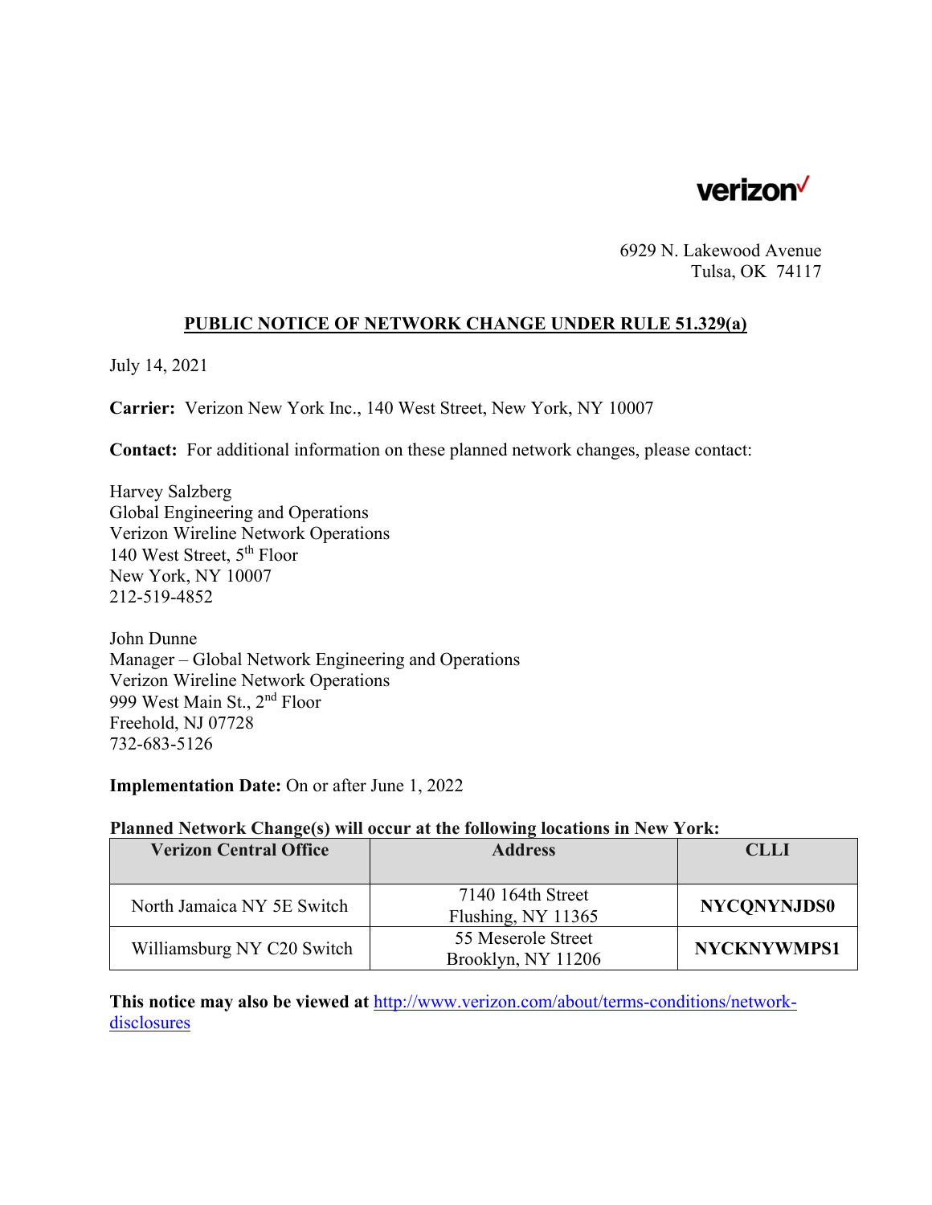verizon✓

6929 N. Lakewood Avenue
Tulsa, OK 74117

## PUBLIC NOTICE OF NETWORK CHANGE UNDER RULE 51.329(a)

July 14, 2021

**Carrier:** Verizon New York Inc., 140 West Street, New York, NY 10007

**Contact:** For additional information on these planned network changes, please contact:

Harvey Salzberg
Global Engineering and Operations
Verizon Wireline Network Operations
140 West Street, 5th Floor
New York, NY 10007
212-519-4852

John Dunne
Manager – Global Network Engineering and Operations
Verizon Wireline Network Operations
999 West Main St., 2nd Floor
Freehold, NJ 07728
732-683-5126

**Implementation Date:** On or after June 1, 2022

**Planned Network Change(s) will occur at the following locations in New York:**

| Verizon Central Office | Address | CLLI |
|---|---|---|
| North Jamaica NY 5E Switch | 7140 164th Street Flushing, NY 11365 | **NYCQNYNJDS0** |
| Williamsburg NY C20 Switch | 55 Meserole Street Brooklyn, NY 11206 | **NYCKNYWMPS1** |

**This notice may also be viewed at** [http://www.verizon.com/about/terms-conditions/network-disclosures](http://www.verizon.com/about/terms-conditions/network-disclosures)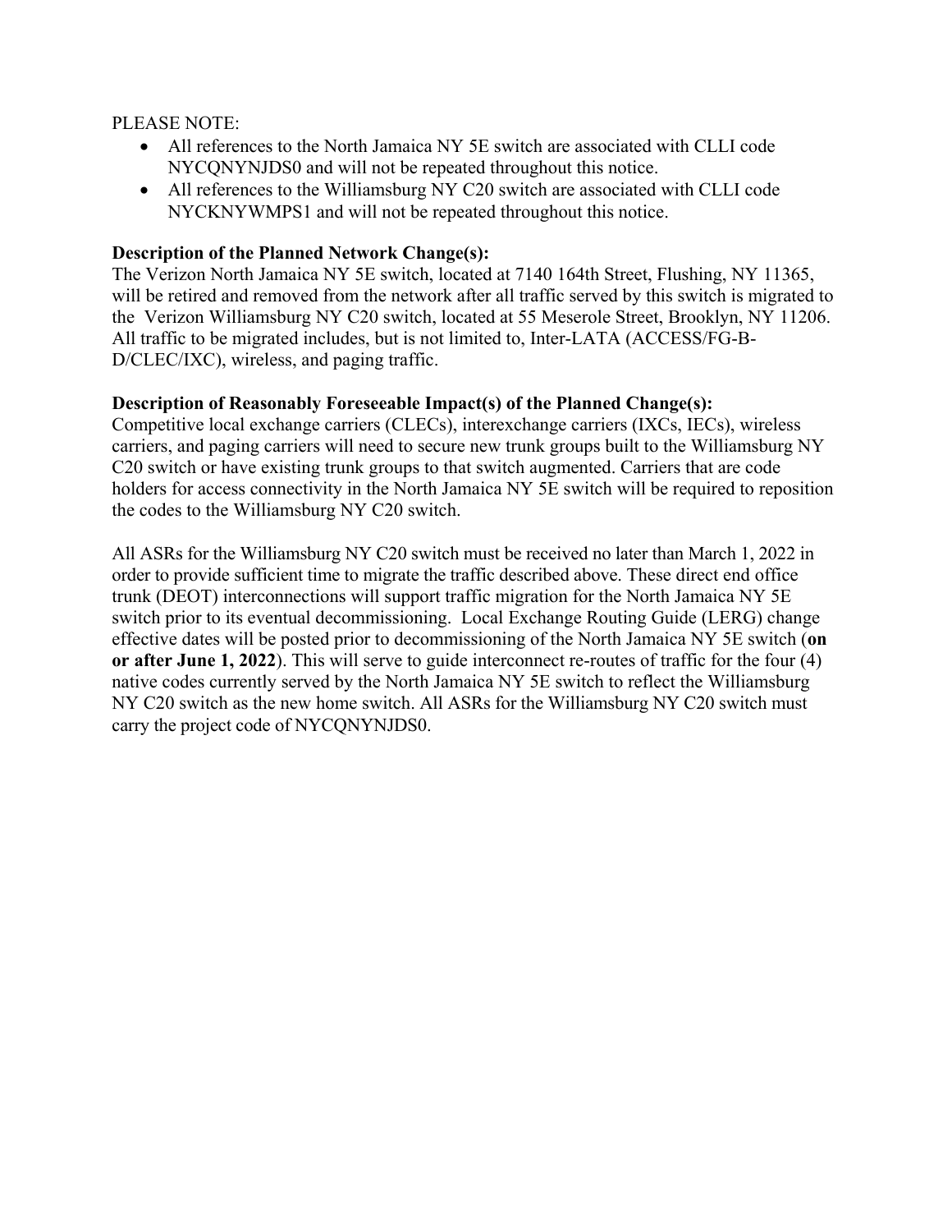PLEASE NOTE:

- All references to the North Jamaica NY 5E switch are associated with CLLI code NYCQNYNJDS0 and will not be repeated throughout this notice.
- All references to the Williamsburg NY C20 switch are associated with CLLI code NYCKNYWMPS1 and will not be repeated throughout this notice.

**Description of the Planned Network Change(s):**
The Verizon North Jamaica NY 5E switch, located at 7140 164th Street, Flushing, NY 11365, will be retired and removed from the network after all traffic served by this switch is migrated to the Verizon Williamsburg NY C20 switch, located at 55 Meserole Street, Brooklyn, NY 11206. All traffic to be migrated includes, but is not limited to, Inter-LATA (ACCESS/FG-B-D/CLEC/IXC), wireless, and paging traffic.

**Description of Reasonably Foreseeable Impact(s) of the Planned Change(s):**
Competitive local exchange carriers (CLECs), interexchange carriers (IXCs, IECs), wireless carriers, and paging carriers will need to secure new trunk groups built to the Williamsburg NY C20 switch or have existing trunk groups to that switch augmented. Carriers that are code holders for access connectivity in the North Jamaica NY 5E switch will be required to reposition the codes to the Williamsburg NY C20 switch.

All ASRs for the Williamsburg NY C20 switch must be received no later than March 1, 2022 in order to provide sufficient time to migrate the traffic described above. These direct end office trunk (DEOT) interconnections will support traffic migration for the North Jamaica NY 5E switch prior to its eventual decommissioning. Local Exchange Routing Guide (LERG) change effective dates will be posted prior to decommissioning of the North Jamaica NY 5E switch (**on or after June 1, 2022**). This will serve to guide interconnect re-routes of traffic for the four (4) native codes currently served by the North Jamaica NY 5E switch to reflect the Williamsburg NY C20 switch as the new home switch. All ASRs for the Williamsburg NY C20 switch must carry the project code of NYCQNYNJDS0.